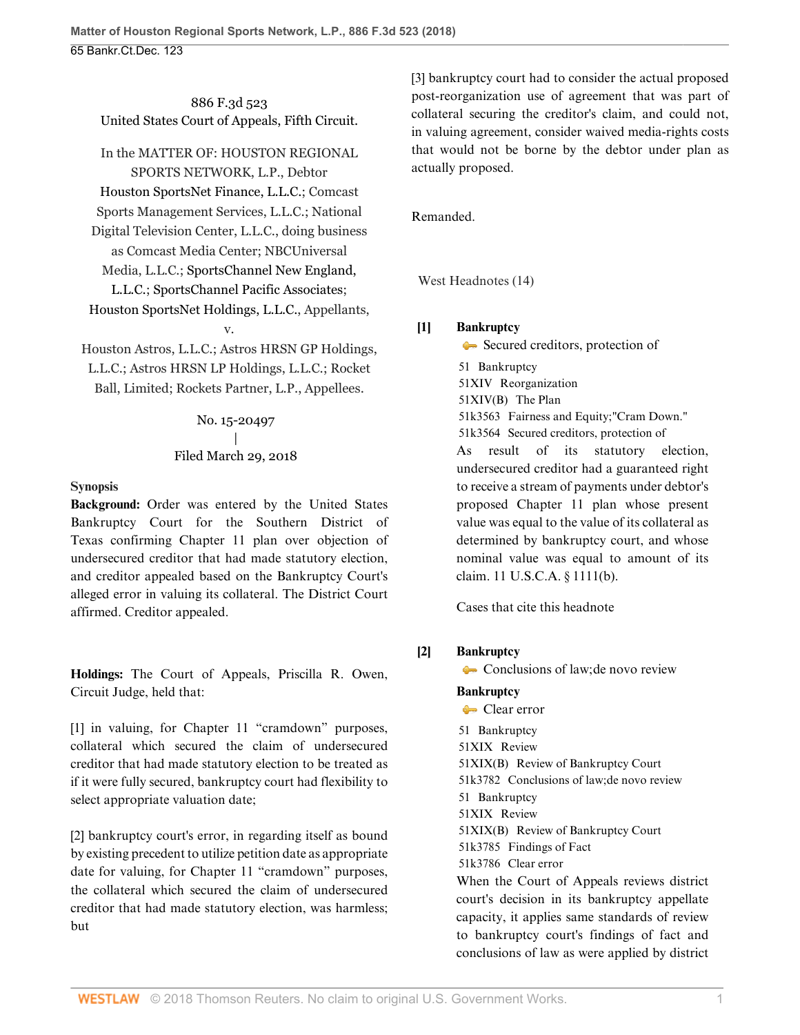886 F.3d 523
United States Court of Appeals, Fifth Circuit.

In the MATTER OF: HOUSTON REGIONAL SPORTS NETWORK, L.P., Debtor
Houston SportsNet Finance, L.L.C.; Comcast Sports Management Services, L.L.C.; National Digital Television Center, L.L.C., doing business as Comcast Media Center; NBCUniversal Media, L.L.C.; SportsChannel New England, L.L.C.; SportsChannel Pacific Associates; Houston SportsNet Holdings, L.L.C., Appellants,
v.
Houston Astros, L.L.C.; Astros HRSN GP Holdings, L.L.C.; Astros HRSN LP Holdings, L.L.C.; Rocket Ball, Limited; Rockets Partner, L.P., Appellees.

No. 15-20497
|
Filed March 29, 2018

**Synopsis**

**Background:** Order was entered by the United States Bankruptcy Court for the Southern District of Texas confirming Chapter 11 plan over objection of undersecured creditor that had made statutory election, and creditor appealed based on the Bankruptcy Court's alleged error in valuing its collateral. The District Court affirmed. Creditor appealed.

**Holdings:** The Court of Appeals, Priscilla R. Owen, Circuit Judge, held that:

[1] in valuing, for Chapter 11 "cramdown" purposes, collateral which secured the claim of undersecured creditor that had made statutory election to be treated as if it were fully secured, bankruptcy court had flexibility to select appropriate valuation date;

[2] bankruptcy court's error, in regarding itself as bound by existing precedent to utilize petition date as appropriate date for valuing, for Chapter 11 "cramdown" purposes, the collateral which secured the claim of undersecured creditor that had made statutory election, was harmless; but

[3] bankruptcy court had to consider the actual proposed post-reorganization use of agreement that was part of collateral securing the creditor's claim, and could not, in valuing agreement, consider waived media-rights costs that would not be borne by the debtor under plan as actually proposed.

Remanded.

West Headnotes (14)

**[1]** **Bankruptcy**
Secured creditors, protection of

51 Bankruptcy
51XIV Reorganization
51XIV(B) The Plan
51k3563 Fairness and Equity;"Cram Down."
51k3564 Secured creditors, protection of

As result of its statutory election, undersecured creditor had a guaranteed right to receive a stream of payments under debtor's proposed Chapter 11 plan whose present value was equal to the value of its collateral as determined by bankruptcy court, and whose nominal value was equal to amount of its claim. 11 U.S.C.A. § 1111(b).

Cases that cite this headnote

**[2]** **Bankruptcy**
Conclusions of law;de novo review

**Bankruptcy**
Clear error

51 Bankruptcy
51XIX Review
51XIX(B) Review of Bankruptcy Court
51k3782 Conclusions of law;de novo review
51 Bankruptcy
51XIX Review
51XIX(B) Review of Bankruptcy Court
51k3785 Findings of Fact
51k3786 Clear error

When the Court of Appeals reviews district court's decision in its bankruptcy appellate capacity, it applies same standards of review to bankruptcy court's findings of fact and conclusions of law as were applied by district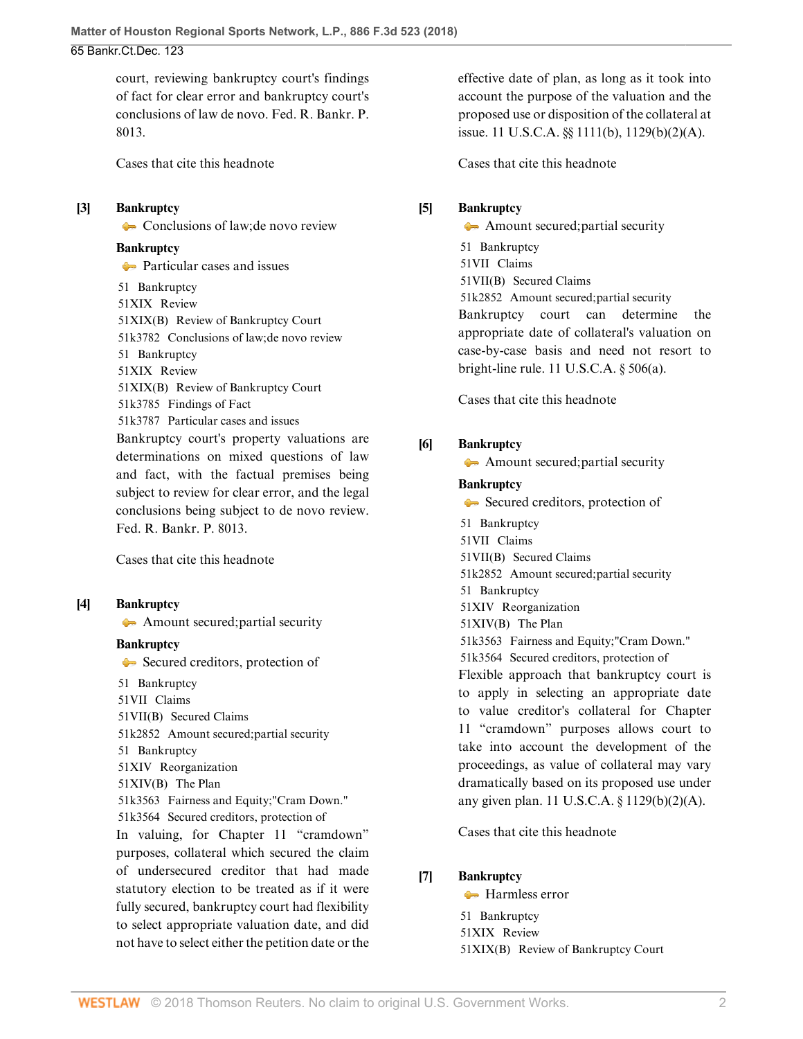court, reviewing bankruptcy court's findings of fact for clear error and bankruptcy court's conclusions of law de novo. Fed. R. Bankr. P. 8013.

Cases that cite this headnote

**[3]** **Bankruptcy**
Conclusions of law;de novo review

**Bankruptcy**
Particular cases and issues

51 Bankruptcy
51XIX Review
51XIX(B) Review of Bankruptcy Court
51k3782 Conclusions of law;de novo review
51 Bankruptcy
51XIX Review
51XIX(B) Review of Bankruptcy Court
51k3785 Findings of Fact
51k3787 Particular cases and issues

Bankruptcy court's property valuations are determinations on mixed questions of law and fact, with the factual premises being subject to review for clear error, and the legal conclusions being subject to de novo review. Fed. R. Bankr. P. 8013.

Cases that cite this headnote

**[4]** **Bankruptcy**
Amount secured;partial security

**Bankruptcy**
Secured creditors, protection of

51 Bankruptcy
51VII Claims
51VII(B) Secured Claims
51k2852 Amount secured;partial security
51 Bankruptcy
51XIV Reorganization
51XIV(B) The Plan
51k3563 Fairness and Equity;"Cram Down."
51k3564 Secured creditors, protection of

In valuing, for Chapter 11 "cramdown" purposes, collateral which secured the claim of undersecured creditor that had made statutory election to be treated as if it were fully secured, bankruptcy court had flexibility to select appropriate valuation date, and did not have to select either the petition date or the effective date of plan, as long as it took into account the purpose of the valuation and the proposed use or disposition of the collateral at issue. 11 U.S.C.A. §§ 1111(b), 1129(b)(2)(A).

Cases that cite this headnote

**[5]** **Bankruptcy**
Amount secured;partial security

51 Bankruptcy
51VII Claims
51VII(B) Secured Claims
51k2852 Amount secured;partial security

Bankruptcy court can determine the appropriate date of collateral's valuation on case-by-case basis and need not resort to bright-line rule. 11 U.S.C.A. § 506(a).

Cases that cite this headnote

**[6]** **Bankruptcy**
Amount secured;partial security

**Bankruptcy**
Secured creditors, protection of

51 Bankruptcy
51VII Claims
51VII(B) Secured Claims
51k2852 Amount secured;partial security
51 Bankruptcy
51XIV Reorganization
51XIV(B) The Plan
51k3563 Fairness and Equity;"Cram Down."
51k3564 Secured creditors, protection of

Flexible approach that bankruptcy court is to apply in selecting an appropriate date to value creditor's collateral for Chapter 11 "cramdown" purposes allows court to take into account the development of the proceedings, as value of collateral may vary dramatically based on its proposed use under any given plan. 11 U.S.C.A. § 1129(b)(2)(A).

Cases that cite this headnote

**[7]** **Bankruptcy**
Harmless error

51 Bankruptcy
51XIX Review
51XIX(B) Review of Bankruptcy Court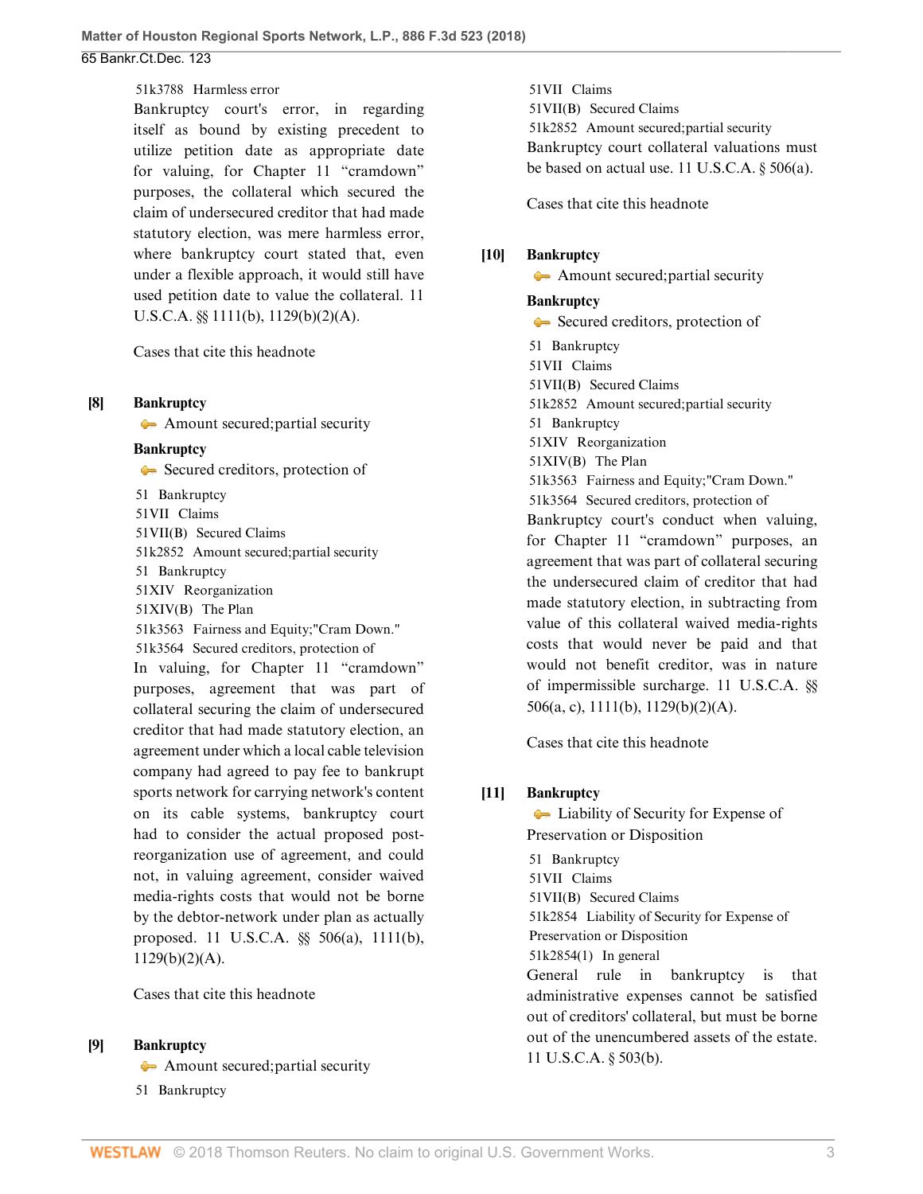51k3788 Harmless error

Bankruptcy court's error, in regarding itself as bound by existing precedent to utilize petition date as appropriate date for valuing, for Chapter 11 "cramdown" purposes, the collateral which secured the claim of undersecured creditor that had made statutory election, was mere harmless error, where bankruptcy court stated that, even under a flexible approach, it would still have used petition date to value the collateral. 11 U.S.C.A. §§ 1111(b), 1129(b)(2)(A).

Cases that cite this headnote

**[8]** **Bankruptcy**
Amount secured;partial security

**Bankruptcy**
Secured creditors, protection of

51 Bankruptcy
51VII Claims
51VII(B) Secured Claims
51k2852 Amount secured;partial security
51 Bankruptcy
51XIV Reorganization
51XIV(B) The Plan
51k3563 Fairness and Equity;"Cram Down."
51k3564 Secured creditors, protection of

In valuing, for Chapter 11 "cramdown" purposes, agreement that was part of collateral securing the claim of undersecured creditor that had made statutory election, an agreement under which a local cable television company had agreed to pay fee to bankrupt sports network for carrying network's content on its cable systems, bankruptcy court had to consider the actual proposed post-reorganization use of agreement, and could not, in valuing agreement, consider waived media-rights costs that would not be borne by the debtor-network under plan as actually proposed. 11 U.S.C.A. §§ 506(a), 1111(b), 1129(b)(2)(A).

Cases that cite this headnote

**[9]** **Bankruptcy**
Amount secured;partial security

51 Bankruptcy
51VII Claims
51VII(B) Secured Claims
51k2852 Amount secured;partial security

Bankruptcy court collateral valuations must be based on actual use. 11 U.S.C.A. § 506(a).

Cases that cite this headnote

**[10]** **Bankruptcy**
Amount secured;partial security

**Bankruptcy**
Secured creditors, protection of

51 Bankruptcy
51VII Claims
51VII(B) Secured Claims
51k2852 Amount secured;partial security
51 Bankruptcy
51XIV Reorganization
51XIV(B) The Plan
51k3563 Fairness and Equity;"Cram Down."
51k3564 Secured creditors, protection of

Bankruptcy court's conduct when valuing, for Chapter 11 "cramdown" purposes, an agreement that was part of the collateral securing the undersecured claim of creditor that had made statutory election, in subtracting from value of this collateral waived media-rights costs that would never be paid and that would not benefit creditor, was in nature of impermissible surcharge. 11 U.S.C.A. §§ 506(a, c), 1111(b), 1129(b)(2)(A).

Cases that cite this headnote

**[11]** **Bankruptcy**
Liability of Security for Expense of Preservation or Disposition

51 Bankruptcy
51VII Claims
51VII(B) Secured Claims
51k2854 Liability of Security for Expense of Preservation or Disposition
51k2854(1) In general

General rule in bankruptcy is that administrative expenses cannot be satisfied out of creditors' collateral, but must be borne out of the unencumbered assets of the estate. 11 U.S.C.A. § 503(b).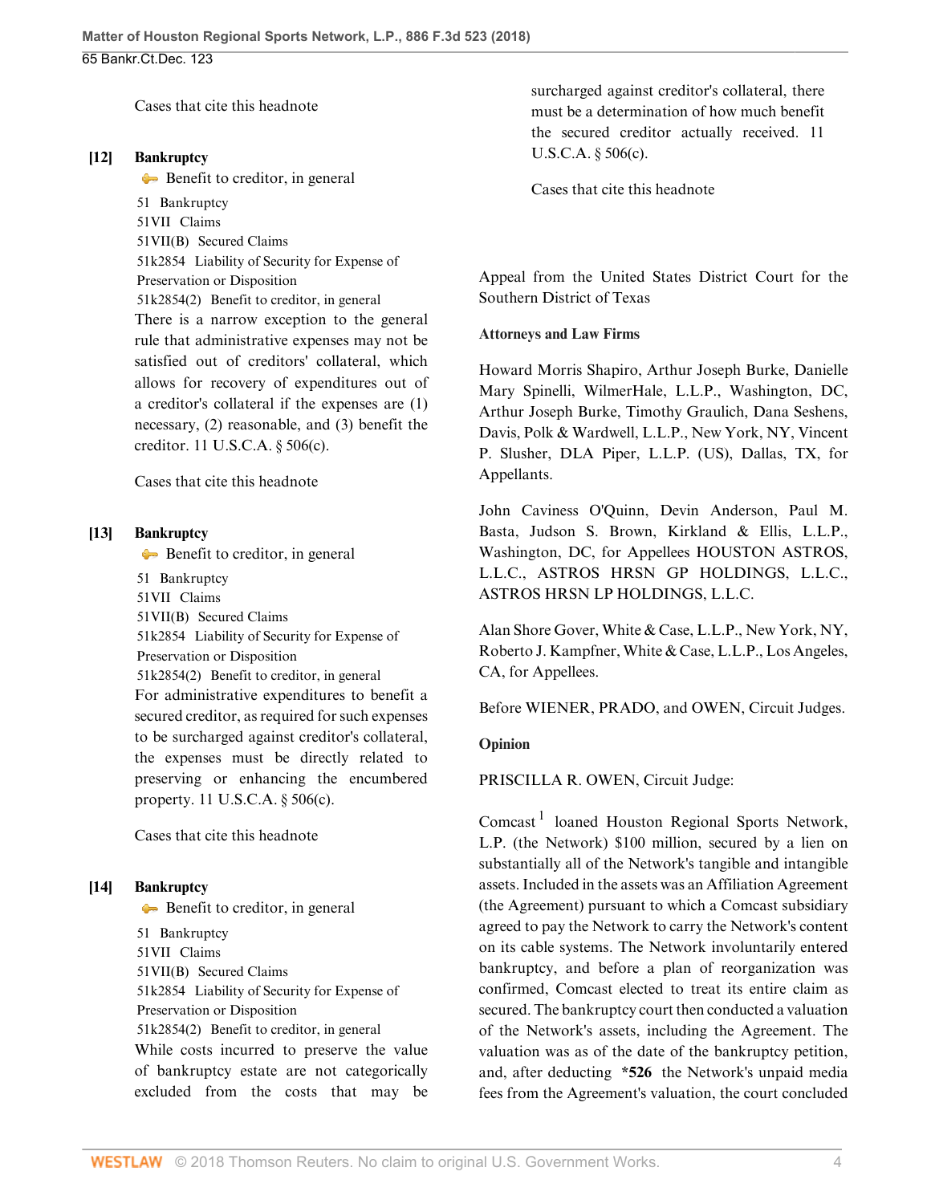Cases that cite this headnote

**[12]** **Bankruptcy**
Benefit to creditor, in general

51 Bankruptcy
51VII Claims
51VII(B) Secured Claims
51k2854 Liability of Security for Expense of Preservation or Disposition
51k2854(2) Benefit to creditor, in general

There is a narrow exception to the general rule that administrative expenses may not be satisfied out of creditors' collateral, which allows for recovery of expenditures out of a creditor's collateral if the expenses are (1) necessary, (2) reasonable, and (3) benefit the creditor. 11 U.S.C.A. § 506(c).

Cases that cite this headnote

**[13]** **Bankruptcy**
Benefit to creditor, in general

51 Bankruptcy
51VII Claims
51VII(B) Secured Claims
51k2854 Liability of Security for Expense of Preservation or Disposition
51k2854(2) Benefit to creditor, in general

For administrative expenditures to benefit a secured creditor, as required for such expenses to be surcharged against creditor's collateral, the expenses must be directly related to preserving or enhancing the encumbered property. 11 U.S.C.A. § 506(c).

Cases that cite this headnote

**[14]** **Bankruptcy**
Benefit to creditor, in general

51 Bankruptcy
51VII Claims
51VII(B) Secured Claims
51k2854 Liability of Security for Expense of Preservation or Disposition
51k2854(2) Benefit to creditor, in general

While costs incurred to preserve the value of bankruptcy estate are not categorically excluded from the costs that may be surcharged against creditor's collateral, there must be a determination of how much benefit the secured creditor actually received. 11 U.S.C.A. § 506(c).

Cases that cite this headnote

Appeal from the United States District Court for the Southern District of Texas

**Attorneys and Law Firms**

Howard Morris Shapiro, Arthur Joseph Burke, Danielle Mary Spinelli, WilmerHale, L.L.P., Washington, DC, Arthur Joseph Burke, Timothy Graulich, Dana Seshens, Davis, Polk & Wardwell, L.L.P., New York, NY, Vincent P. Slusher, DLA Piper, L.L.P. (US), Dallas, TX, for Appellants.

John Caviness O'Quinn, Devin Anderson, Paul M. Basta, Judson S. Brown, Kirkland & Ellis, L.L.P., Washington, DC, for Appellees HOUSTON ASTROS, L.L.C., ASTROS HRSN GP HOLDINGS, L.L.C., ASTROS HRSN LP HOLDINGS, L.L.C.

Alan Shore Gover, White & Case, L.L.P., New York, NY, Roberto J. Kampfner, White & Case, L.L.P., Los Angeles, CA, for Appellees.

Before WIENER, PRADO, and OWEN, Circuit Judges.

**Opinion**

PRISCILLA R. OWEN, Circuit Judge:

Comcast[1] loaned Houston Regional Sports Network, L.P. (the Network) $100 million, secured by a lien on substantially all of the Network's tangible and intangible assets. Included in the assets was an Affiliation Agreement (the Agreement) pursuant to which a Comcast subsidiary agreed to pay the Network to carry the Network's content on its cable systems. The Network involuntarily entered bankruptcy, and before a plan of reorganization was confirmed, Comcast elected to treat its entire claim as secured. The bankruptcy court then conducted a valuation of the Network's assets, including the Agreement. The valuation was as of the date of the bankruptcy petition, and, after deducting **\*526** the Network's unpaid media fees from the Agreement's valuation, the court concluded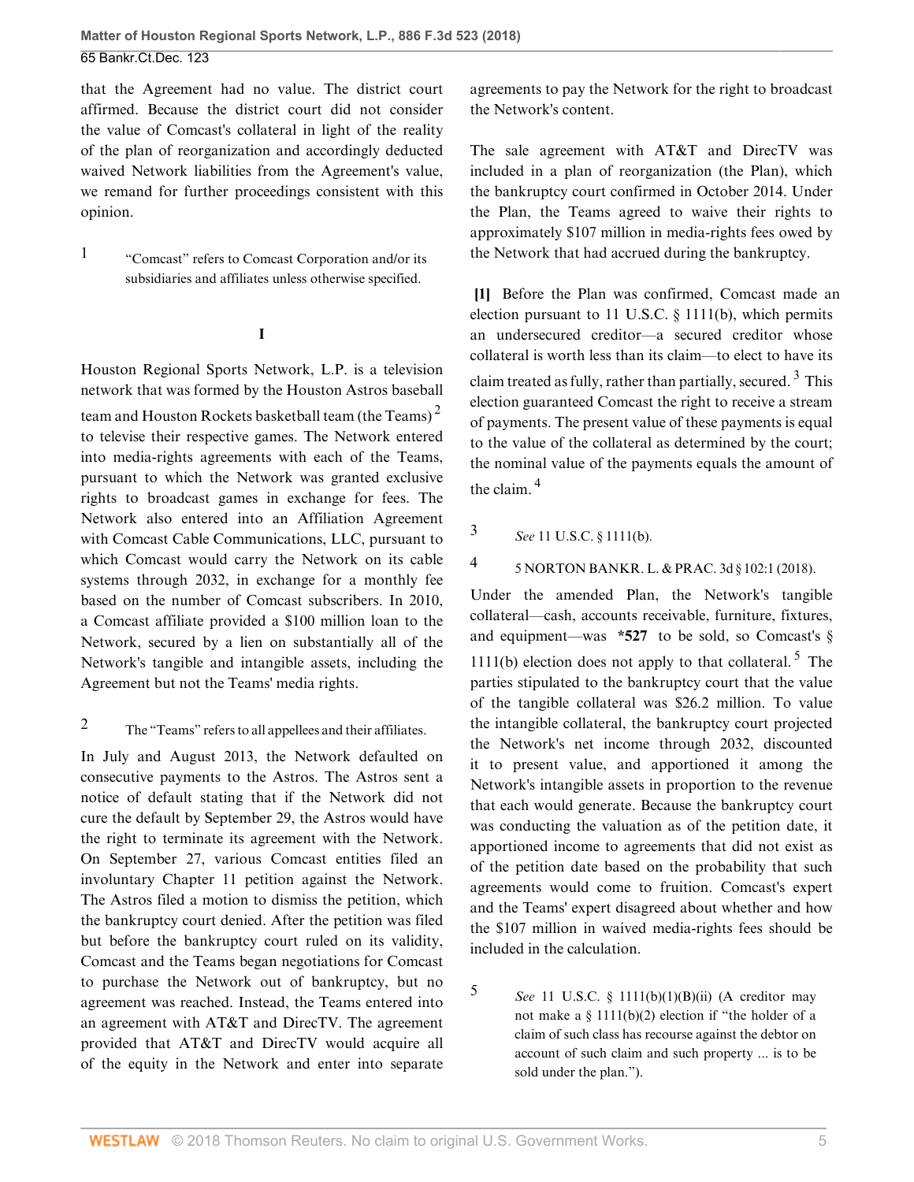that the Agreement had no value. The district court affirmed. Because the district court did not consider the value of Comcast's collateral in light of the reality of the plan of reorganization and accordingly deducted waived Network liabilities from the Agreement's value, we remand for further proceedings consistent with this opinion.

1 "Comcast" refers to Comcast Corporation and/or its subsidiaries and affiliates unless otherwise specified.

## I

Houston Regional Sports Network, L.P. is a television network that was formed by the Houston Astros baseball team and Houston Rockets basketball team (the Teams) [2] to televise their respective games. The Network entered into media-rights agreements with each of the Teams, pursuant to which the Network was granted exclusive rights to broadcast games in exchange for fees. The Network also entered into an Affiliation Agreement with Comcast Cable Communications, LLC, pursuant to which Comcast would carry the Network on its cable systems through 2032, in exchange for a monthly fee based on the number of Comcast subscribers. In 2010, a Comcast affiliate provided a $100 million loan to the Network, secured by a lien on substantially all of the Network's tangible and intangible assets, including the Agreement but not the Teams' media rights.

2 The "Teams" refers to all appellees and their affiliates.

In July and August 2013, the Network defaulted on consecutive payments to the Astros. The Astros sent a notice of default stating that if the Network did not cure the default by September 29, the Astros would have the right to terminate its agreement with the Network. On September 27, various Comcast entities filed an involuntary Chapter 11 petition against the Network. The Astros filed a motion to dismiss the petition, which the bankruptcy court denied. After the petition was filed but before the bankruptcy court ruled on its validity, Comcast and the Teams began negotiations for Comcast to purchase the Network out of bankruptcy, but no agreement was reached. Instead, the Teams entered into an agreement with AT&T and DirecTV. The agreement provided that AT&T and DirecTV would acquire all of the equity in the Network and enter into separate agreements to pay the Network for the right to broadcast the Network's content.

The sale agreement with AT&T and DirecTV was included in a plan of reorganization (the Plan), which the bankruptcy court confirmed in October 2014. Under the Plan, the Teams agreed to waive their rights to approximately $107 million in media-rights fees owed by the Network that had accrued during the bankruptcy.

**[1]** Before the Plan was confirmed, Comcast made an election pursuant to 11 U.S.C. § 1111(b), which permits an undersecured creditor—a secured creditor whose collateral is worth less than its claim—to elect to have its claim treated as fully, rather than partially, secured. [3] This election guaranteed Comcast the right to receive a stream of payments. The present value of these payments is equal to the value of the collateral as determined by the court; the nominal value of the payments equals the amount of the claim. [4]

3 *See* 11 U.S.C. § 1111(b).

4 5 NORTON BANKR. L. & PRAC. 3d § 102:1 (2018).

Under the amended Plan, the Network's tangible collateral—cash, accounts receivable, furniture, fixtures, and equipment—was **\*527** to be sold, so Comcast's § 1111(b) election does not apply to that collateral. [5] The parties stipulated to the bankruptcy court that the value of the tangible collateral was $26.2 million. To value the intangible collateral, the bankruptcy court projected the Network's net income through 2032, discounted it to present value, and apportioned it among the Network's intangible assets in proportion to the revenue that each would generate. Because the bankruptcy court was conducting the valuation as of the petition date, it apportioned income to agreements that did not exist as of the petition date based on the probability that such agreements would come to fruition. Comcast's expert and the Teams' expert disagreed about whether and how the $107 million in waived media-rights fees should be included in the calculation.

5 *See* 11 U.S.C. § 1111(b)(1)(B)(ii) (A creditor may not make a § 1111(b)(2) election if "the holder of a claim of such class has recourse against the debtor on account of such claim and such property ... is to be sold under the plan.").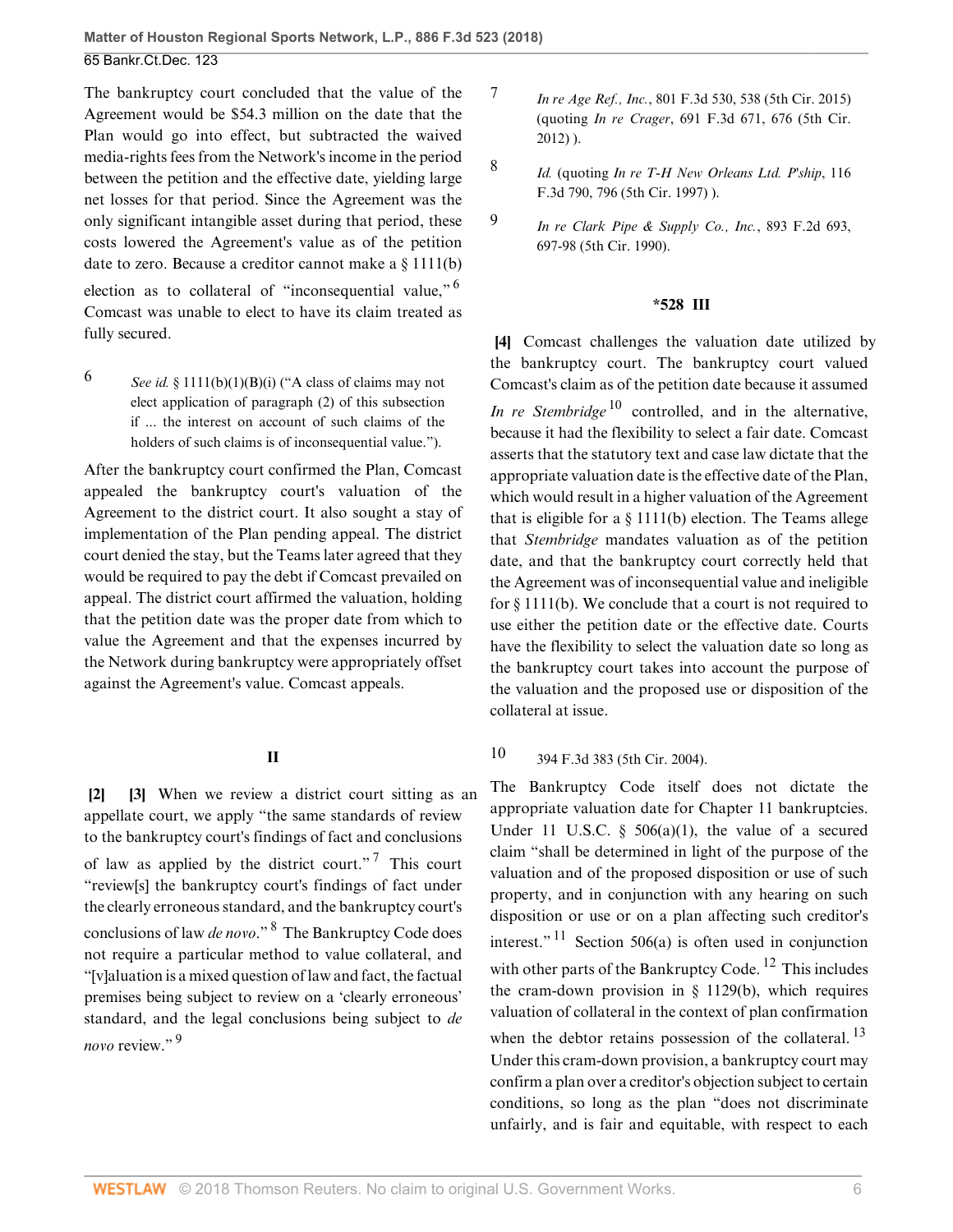The bankruptcy court concluded that the value of the Agreement would be $54.3 million on the date that the Plan would go into effect, but subtracted the waived media-rights fees from the Network's income in the period between the petition and the effective date, yielding large net losses for that period. Since the Agreement was the only significant intangible asset during that period, these costs lowered the Agreement's value as of the petition date to zero. Because a creditor cannot make a § 1111(b) election as to collateral of "inconsequential value,"[6] Comcast was unable to elect to have its claim treated as fully secured.

6 *See id.* § 1111(b)(1)(B)(i) ("A class of claims may not elect application of paragraph (2) of this subsection if ... the interest on account of such claims of the holders of such claims is of inconsequential value.").

After the bankruptcy court confirmed the Plan, Comcast appealed the bankruptcy court's valuation of the Agreement to the district court. It also sought a stay of implementation of the Plan pending appeal. The district court denied the stay, but the Teams later agreed that they would be required to pay the debt if Comcast prevailed on appeal. The district court affirmed the valuation, holding that the petition date was the proper date from which to value the Agreement and that the expenses incurred by the Network during bankruptcy were appropriately offset against the Agreement's value. Comcast appeals.

## II

**[2] [3]** When we review a district court sitting as an appellate court, we apply "the same standards of review to the bankruptcy court's findings of fact and conclusions of law as applied by the district court."[7] This court "review[s] the bankruptcy court's findings of fact under the clearly erroneous standard, and the bankruptcy court's conclusions of law *de novo*."[8] The Bankruptcy Code does not require a particular method to value collateral, and "[v]aluation is a mixed question of law and fact, the factual premises being subject to review on a 'clearly erroneous' standard, and the legal conclusions being subject to *de novo* review."[9]

7 *In re Age Ref., Inc.*, 801 F.3d 530, 538 (5th Cir. 2015) (quoting *In re Crager*, 691 F.3d 671, 676 (5th Cir. 2012) ).

8 *Id.* (quoting *In re T-H New Orleans Ltd. P'ship*, 116 F.3d 790, 796 (5th Cir. 1997) ).

9 *In re Clark Pipe & Supply Co., Inc.*, 893 F.2d 693, 697-98 (5th Cir. 1990).

## *528 III

**[4]** Comcast challenges the valuation date utilized by the bankruptcy court. The bankruptcy court valued Comcast's claim as of the petition date because it assumed *In re Stembridge*[10] controlled, and in the alternative, because it had the flexibility to select a fair date. Comcast asserts that the statutory text and case law dictate that the appropriate valuation date is the effective date of the Plan, which would result in a higher valuation of the Agreement that is eligible for a § 1111(b) election. The Teams allege that *Stembridge* mandates valuation as of the petition date, and that the bankruptcy court correctly held that the Agreement was of inconsequential value and ineligible for § 1111(b). We conclude that a court is not required to use either the petition date or the effective date. Courts have the flexibility to select the valuation date so long as the bankruptcy court takes into account the purpose of the valuation and the proposed use or disposition of the collateral at issue.

10 394 F.3d 383 (5th Cir. 2004).

The Bankruptcy Code itself does not dictate the appropriate valuation date for Chapter 11 bankruptcies. Under 11 U.S.C. § 506(a)(1), the value of a secured claim "shall be determined in light of the purpose of the valuation and of the proposed disposition or use of such property, and in conjunction with any hearing on such disposition or use or on a plan affecting such creditor's interest."[11] Section 506(a) is often used in conjunction with other parts of the Bankruptcy Code.[12] This includes the cram-down provision in § 1129(b), which requires valuation of collateral in the context of plan confirmation when the debtor retains possession of the collateral.[13] Under this cram-down provision, a bankruptcy court may confirm a plan over a creditor's objection subject to certain conditions, so long as the plan "does not discriminate unfairly, and is fair and equitable, with respect to each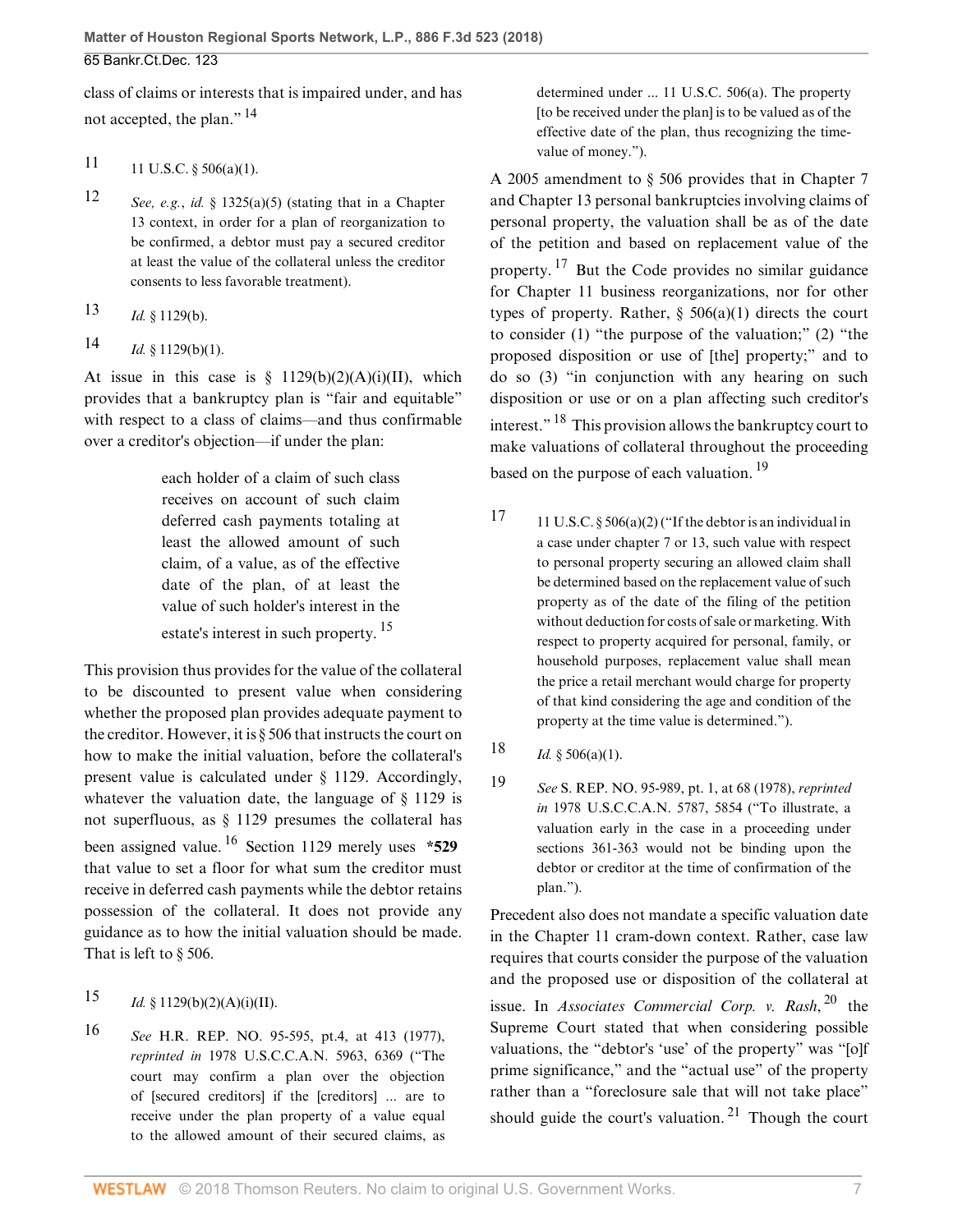class of claims or interests that is impaired under, and has not accepted, the plan." [14]

11 11 U.S.C. § 506(a)(1).

12 *See, e.g.*, *id.* § 1325(a)(5) (stating that in a Chapter 13 context, in order for a plan of reorganization to be confirmed, a debtor must pay a secured creditor at least the value of the collateral unless the creditor consents to less favorable treatment).

13 *Id.* § 1129(b).

14 *Id.* § 1129(b)(1).

At issue in this case is § 1129(b)(2)(A)(i)(II), which provides that a bankruptcy plan is "fair and equitable" with respect to a class of claims—and thus confirmable over a creditor's objection—if under the plan:

> each holder of a claim of such class receives on account of such claim deferred cash payments totaling at least the allowed amount of such claim, of a value, as of the effective date of the plan, of at least the value of such holder's interest in the estate's interest in such property. [15]

This provision thus provides for the value of the collateral to be discounted to present value when considering whether the proposed plan provides adequate payment to the creditor. However, it is § 506 that instructs the court on how to make the initial valuation, before the collateral's present value is calculated under § 1129. Accordingly, whatever the valuation date, the language of § 1129 is not superfluous, as § 1129 presumes the collateral has been assigned value. [16] Section 1129 merely uses **\*529** that value to set a floor for what sum the creditor must receive in deferred cash payments while the debtor retains possession of the collateral. It does not provide any guidance as to how the initial valuation should be made. That is left to § 506.

15 *Id.* § 1129(b)(2)(A)(i)(II).

16 *See* H.R. REP. NO. 95-595, pt.4, at 413 (1977), *reprinted in* 1978 U.S.C.C.A.N. 5963, 6369 ("The court may confirm a plan over the objection of [secured creditors] if the [creditors] ... are to receive under the plan property of a value equal to the allowed amount of their secured claims, as determined under ... 11 U.S.C. 506(a). The property [to be received under the plan] is to be valued as of the effective date of the plan, thus recognizing the time-value of money.").

A 2005 amendment to § 506 provides that in Chapter 7 and Chapter 13 personal bankruptcies involving claims of personal property, the valuation shall be as of the date of the petition and based on replacement value of the property. [17] But the Code provides no similar guidance for Chapter 11 business reorganizations, nor for other types of property. Rather, § 506(a)(1) directs the court to consider (1) "the purpose of the valuation;" (2) "the proposed disposition or use of [the] property;" and to do so (3) "in conjunction with any hearing on such disposition or use or on a plan affecting such creditor's interest." [18] This provision allows the bankruptcy court to make valuations of collateral throughout the proceeding based on the purpose of each valuation. [19]

17 11 U.S.C. § 506(a)(2) ("If the debtor is an individual in a case under chapter 7 or 13, such value with respect to personal property securing an allowed claim shall be determined based on the replacement value of such property as of the date of the filing of the petition without deduction for costs of sale or marketing. With respect to property acquired for personal, family, or household purposes, replacement value shall mean the price a retail merchant would charge for property of that kind considering the age and condition of the property at the time value is determined.").

18 *Id.* § 506(a)(1).

19 *See* S. REP. NO. 95-989, pt. 1, at 68 (1978), *reprinted in* 1978 U.S.C.C.A.N. 5787, 5854 ("To illustrate, a valuation early in the case in a proceeding under sections 361-363 would not be binding upon the debtor or creditor at the time of confirmation of the plan.").

Precedent also does not mandate a specific valuation date in the Chapter 11 cram-down context. Rather, case law requires that courts consider the purpose of the valuation and the proposed use or disposition of the collateral at issue. In *Associates Commercial Corp. v. Rash*, [20] the Supreme Court stated that when considering possible valuations, the "debtor's 'use' of the property" was "[o]f prime significance," and the "actual use" of the property rather than a "foreclosure sale that will not take place" should guide the court's valuation. [21] Though the court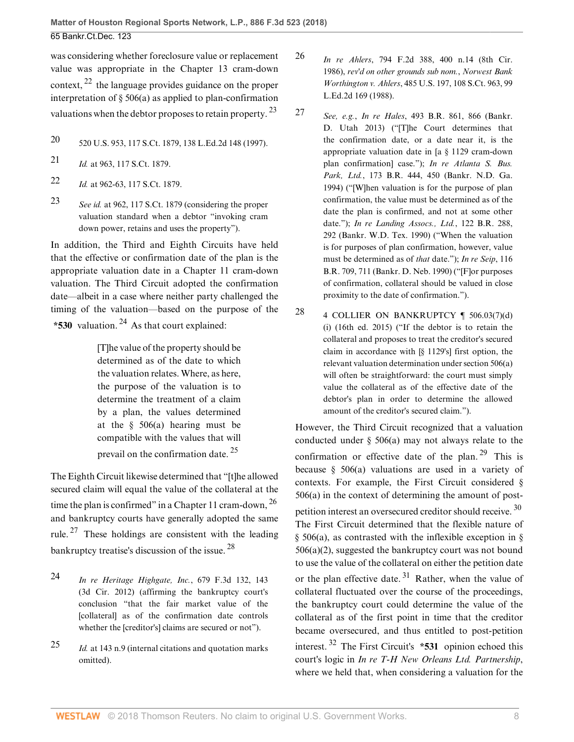was considering whether foreclosure value or replacement value was appropriate in the Chapter 13 cram-down context,[22] the language provides guidance on the proper interpretation of § 506(a) as applied to plan-confirmation valuations when the debtor proposes to retain property.[23]

20 520 U.S. 953, 117 S.Ct. 1879, 138 L.Ed.2d 148 (1997).

21 *Id.* at 963, 117 S.Ct. 1879.

22 *Id.* at 962-63, 117 S.Ct. 1879.

23 *See id.* at 962, 117 S.Ct. 1879 (considering the proper valuation standard when a debtor "invoking cram down power, retains and uses the property").

In addition, the Third and Eighth Circuits have held that the effective or confirmation date of the plan is the appropriate valuation date in a Chapter 11 cram-down valuation. The Third Circuit adopted the confirmation date—albeit in a case where neither party challenged the timing of the valuation—based on the purpose of the **\*530** valuation.[24] As that court explained:

> [T]he value of the property should be determined as of the date to which the valuation relates. Where, as here, the purpose of the valuation is to determine the treatment of a claim by a plan, the values determined at the § 506(a) hearing must be compatible with the values that will prevail on the confirmation date.[25]

The Eighth Circuit likewise determined that "[t]he allowed secured claim will equal the value of the collateral at the time the plan is confirmed" in a Chapter 11 cram-down,[26] and bankruptcy courts have generally adopted the same rule.[27] These holdings are consistent with the leading bankruptcy treatise's discussion of the issue.[28]

24 *In re Heritage Highgate, Inc.*, 679 F.3d 132, 143 (3d Cir. 2012) (affirming the bankruptcy court's conclusion "that the fair market value of the [collateral] as of the confirmation date controls whether the [creditor's] claims are secured or not").

25 *Id.* at 143 n.9 (internal citations and quotation marks omitted).

26 *In re Ahlers*, 794 F.2d 388, 400 n.14 (8th Cir. 1986), *rev'd on other grounds sub nom.*, *Norwest Bank Worthington v. Ahlers*, 485 U.S. 197, 108 S.Ct. 963, 99 L.Ed.2d 169 (1988).

27 *See, e.g.*, *In re Hales*, 493 B.R. 861, 866 (Bankr. D. Utah 2013) ("[T]he Court determines that the confirmation date, or a date near it, is the appropriate valuation date in [a § 1129 cram-down plan confirmation] case."); *In re Atlanta S. Bus. Park, Ltd.*, 173 B.R. 444, 450 (Bankr. N.D. Ga. 1994) ("[W]hen valuation is for the purpose of plan confirmation, the value must be determined as of the date the plan is confirmed, and not at some other date."); *In re Landing Assocs., Ltd.*, 122 B.R. 288, 292 (Bankr. W.D. Tex. 1990) ("When the valuation is for purposes of plan confirmation, however, value must be determined as of *that* date."); *In re Seip*, 116 B.R. 709, 711 (Bankr. D. Neb. 1990) ("[F]or purposes of confirmation, collateral should be valued in close proximity to the date of confirmation.").

28 4 COLLIER ON BANKRUPTCY ¶ 506.03(7)(d)(i) (16th ed. 2015) ("If the debtor is to retain the collateral and proposes to treat the creditor's secured claim in accordance with [§ 1129's] first option, the relevant valuation determination under section 506(a) will often be straightforward: the court must simply value the collateral as of the effective date of the debtor's plan in order to determine the allowed amount of the creditor's secured claim.").

However, the Third Circuit recognized that a valuation conducted under § 506(a) may not always relate to the confirmation or effective date of the plan.[29] This is because § 506(a) valuations are used in a variety of contexts. For example, the First Circuit considered § 506(a) in the context of determining the amount of post-petition interest an oversecured creditor should receive.[30] The First Circuit determined that the flexible nature of § 506(a), as contrasted with the inflexible exception in § 506(a)(2), suggested the bankruptcy court was not bound to use the value of the collateral on either the petition date or the plan effective date.[31] Rather, when the value of collateral fluctuated over the course of the proceedings, the bankruptcy court could determine the value of the collateral as of the first point in time that the creditor became oversecured, and thus entitled to post-petition interest.[32] The First Circuit's **\*531** opinion echoed this court's logic in *In re T-H New Orleans Ltd. Partnership*, where we held that, when considering a valuation for the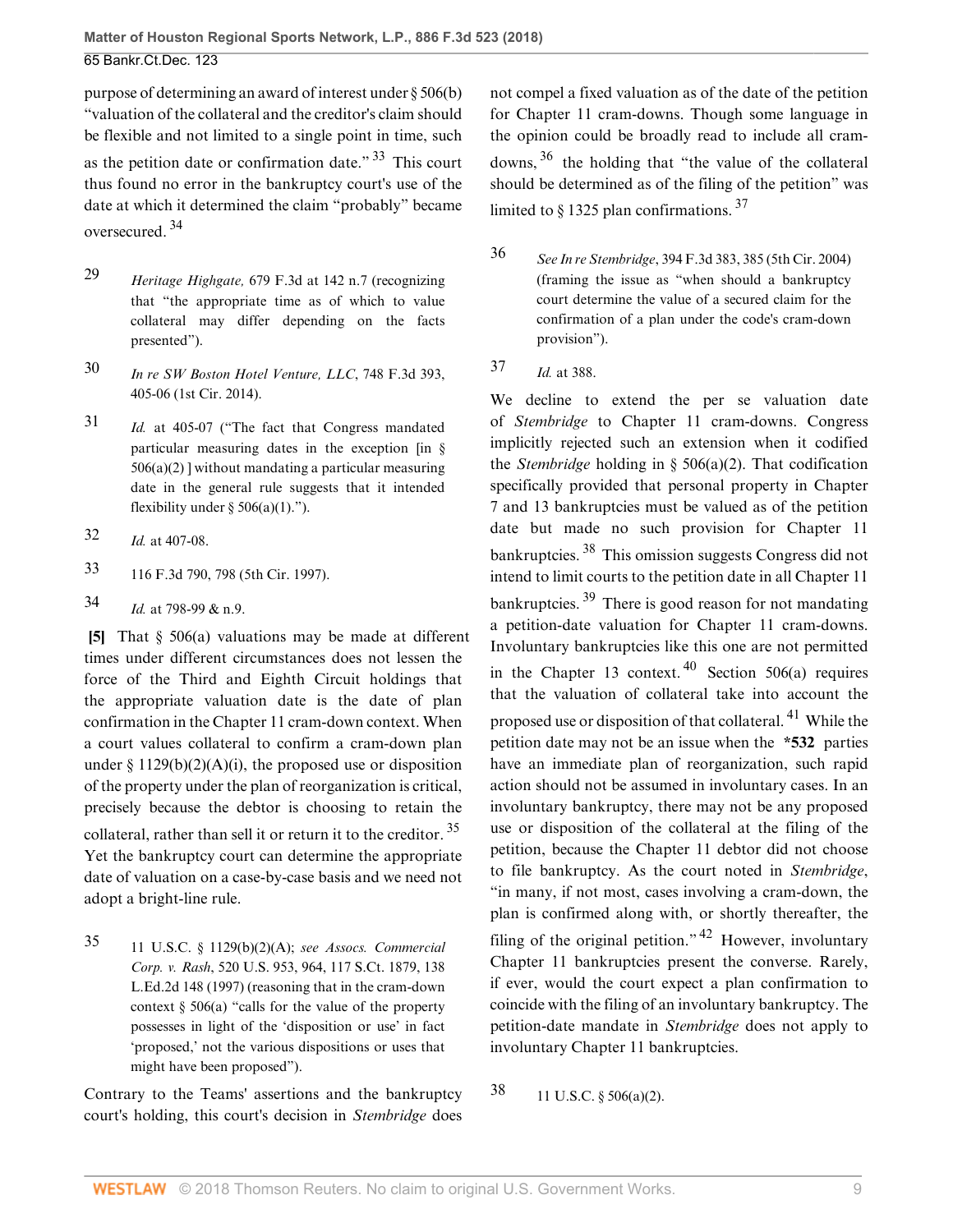purpose of determining an award of interest under § 506(b) "valuation of the collateral and the creditor's claim should be flexible and not limited to a single point in time, such as the petition date or confirmation date." [33] This court thus found no error in the bankruptcy court's use of the date at which it determined the claim "probably" became oversecured. [34]

29 *Heritage Highgate,* 679 F.3d at 142 n.7 (recognizing that "the appropriate time as of which to value collateral may differ depending on the facts presented").

30 *In re SW Boston Hotel Venture, LLC*, 748 F.3d 393, 405-06 (1st Cir. 2014).

31 *Id.* at 405-07 ("The fact that Congress mandated particular measuring dates in the exception [in § 506(a)(2) ] without mandating a particular measuring date in the general rule suggests that it intended flexibility under § 506(a)(1).").

32 *Id.* at 407-08.

33 116 F.3d 790, 798 (5th Cir. 1997).

34 *Id.* at 798-99 & n.9.

**[5]** That § 506(a) valuations may be made at different times under different circumstances does not lessen the force of the Third and Eighth Circuit holdings that the appropriate valuation date is the date of plan confirmation in the Chapter 11 cram-down context. When a court values collateral to confirm a cram-down plan under § 1129(b)(2)(A)(i), the proposed use or disposition of the property under the plan of reorganization is critical, precisely because the debtor is choosing to retain the collateral, rather than sell it or return it to the creditor. [35] Yet the bankruptcy court can determine the appropriate date of valuation on a case-by-case basis and we need not adopt a bright-line rule.

35 11 U.S.C. § 1129(b)(2)(A); *see Assocs. Commercial Corp. v. Rash*, 520 U.S. 953, 964, 117 S.Ct. 1879, 138 L.Ed.2d 148 (1997) (reasoning that in the cram-down context § 506(a) "calls for the value of the property possesses in light of the 'disposition or use' in fact 'proposed,' not the various dispositions or uses that might have been proposed").

Contrary to the Teams' assertions and the bankruptcy court's holding, this court's decision in *Stembridge* does not compel a fixed valuation as of the date of the petition for Chapter 11 cram-downs. Though some language in the opinion could be broadly read to include all cram-downs, [36] the holding that "the value of the collateral should be determined as of the filing of the petition" was limited to § 1325 plan confirmations. [37]

36 *See In re Stembridge*, 394 F.3d 383, 385 (5th Cir. 2004) (framing the issue as "when should a bankruptcy court determine the value of a secured claim for the confirmation of a plan under the code's cram-down provision").

37 *Id.* at 388.

We decline to extend the per se valuation date of *Stembridge* to Chapter 11 cram-downs. Congress implicitly rejected such an extension when it codified the *Stembridge* holding in § 506(a)(2). That codification specifically provided that personal property in Chapter 7 and 13 bankruptcies must be valued as of the petition date but made no such provision for Chapter 11 bankruptcies. [38] This omission suggests Congress did not intend to limit courts to the petition date in all Chapter 11 bankruptcies. [39] There is good reason for not mandating a petition-date valuation for Chapter 11 cram-downs. Involuntary bankruptcies like this one are not permitted in the Chapter 13 context. [40] Section 506(a) requires that the valuation of collateral take into account the proposed use or disposition of that collateral. [41] While the petition date may not be an issue when the **\*532** parties have an immediate plan of reorganization, such rapid action should not be assumed in involuntary cases. In an involuntary bankruptcy, there may not be any proposed use or disposition of the collateral at the filing of the petition, because the Chapter 11 debtor did not choose to file bankruptcy. As the court noted in *Stembridge*, "in many, if not most, cases involving a cram-down, the plan is confirmed along with, or shortly thereafter, the filing of the original petition." [42] However, involuntary Chapter 11 bankruptcies present the converse. Rarely, if ever, would the court expect a plan confirmation to coincide with the filing of an involuntary bankruptcy. The petition-date mandate in *Stembridge* does not apply to involuntary Chapter 11 bankruptcies.

38 11 U.S.C. § 506(a)(2).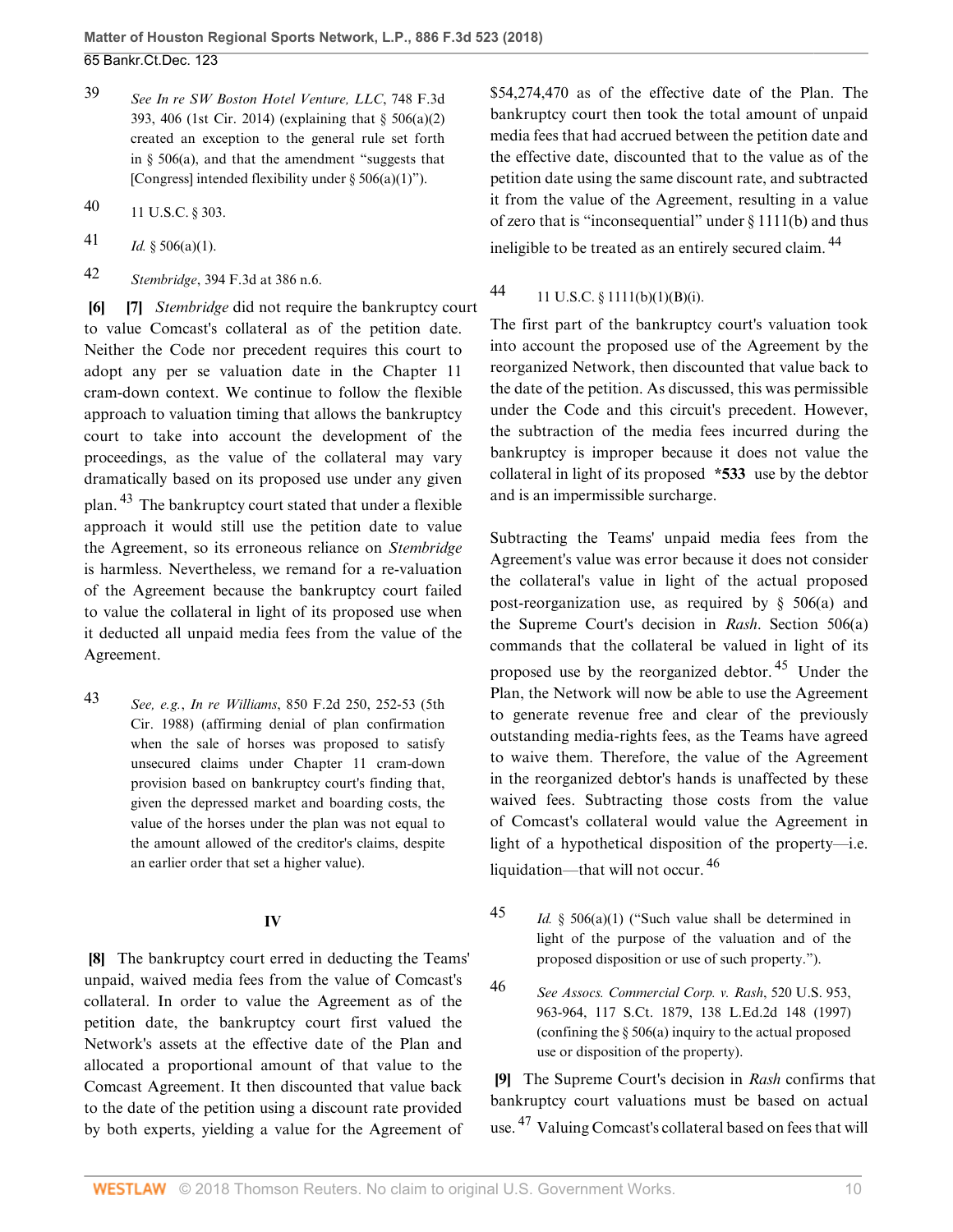39 *See In re SW Boston Hotel Venture, LLC*, 748 F.3d 393, 406 (1st Cir. 2014) (explaining that § 506(a)(2) created an exception to the general rule set forth in § 506(a), and that the amendment "suggests that [Congress] intended flexibility under § 506(a)(1)").

40 11 U.S.C. § 303.

41 *Id.* § 506(a)(1).

42 *Stembridge*, 394 F.3d at 386 n.6.

**[6] [7]** *Stembridge* did not require the bankruptcy court to value Comcast's collateral as of the petition date. Neither the Code nor precedent requires this court to adopt any per se valuation date in the Chapter 11 cram-down context. We continue to follow the flexible approach to valuation timing that allows the bankruptcy court to take into account the development of the proceedings, as the value of the collateral may vary dramatically based on its proposed use under any given plan. [43] The bankruptcy court stated that under a flexible approach it would still use the petition date to value the Agreement, so its erroneous reliance on *Stembridge* is harmless. Nevertheless, we remand for a re-valuation of the Agreement because the bankruptcy court failed to value the collateral in light of its proposed use when it deducted all unpaid media fees from the value of the Agreement.

43 *See, e.g.*, *In re Williams*, 850 F.2d 250, 252-53 (5th Cir. 1988) (affirming denial of plan confirmation when the sale of horses was proposed to satisfy unsecured claims under Chapter 11 cram-down provision based on bankruptcy court's finding that, given the depressed market and boarding costs, the value of the horses under the plan was not equal to the amount allowed of the creditor's claims, despite an earlier order that set a higher value).

## IV

**[8]** The bankruptcy court erred in deducting the Teams' unpaid, waived media fees from the value of Comcast's collateral. In order to value the Agreement as of the petition date, the bankruptcy court first valued the Network's assets at the effective date of the Plan and allocated a proportional amount of that value to the Comcast Agreement. It then discounted that value back to the date of the petition using a discount rate provided by both experts, yielding a value for the Agreement of $54,274,470 as of the effective date of the Plan. The bankruptcy court then took the total amount of unpaid media fees that had accrued between the petition date and the effective date, discounted that to the value as of the petition date using the same discount rate, and subtracted it from the value of the Agreement, resulting in a value of zero that is "inconsequential" under § 1111(b) and thus ineligible to be treated as an entirely secured claim. [44]

44 11 U.S.C. § 1111(b)(1)(B)(i).

The first part of the bankruptcy court's valuation took into account the proposed use of the Agreement by the reorganized Network, then discounted that value back to the date of the petition. As discussed, this was permissible under the Code and this circuit's precedent. However, the subtraction of the media fees incurred during the bankruptcy is improper because it does not value the collateral in light of its proposed **\*533** use by the debtor and is an impermissible surcharge.

Subtracting the Teams' unpaid media fees from the Agreement's value was error because it does not consider the collateral's value in light of the actual proposed post-reorganization use, as required by § 506(a) and the Supreme Court's decision in *Rash*. Section 506(a) commands that the collateral be valued in light of its proposed use by the reorganized debtor. [45] Under the Plan, the Network will now be able to use the Agreement to generate revenue free and clear of the previously outstanding media-rights fees, as the Teams have agreed to waive them. Therefore, the value of the Agreement in the reorganized debtor's hands is unaffected by these waived fees. Subtracting those costs from the value of Comcast's collateral would value the Agreement in light of a hypothetical disposition of the property—i.e. liquidation—that will not occur. [46]

45 *Id.* § 506(a)(1) ("Such value shall be determined in light of the purpose of the valuation and of the proposed disposition or use of such property.").

46 *See Assocs. Commercial Corp. v. Rash*, 520 U.S. 953, 963-964, 117 S.Ct. 1879, 138 L.Ed.2d 148 (1997) (confining the § 506(a) inquiry to the actual proposed use or disposition of the property).

**[9]** The Supreme Court's decision in *Rash* confirms that bankruptcy court valuations must be based on actual use. [47] Valuing Comcast's collateral based on fees that will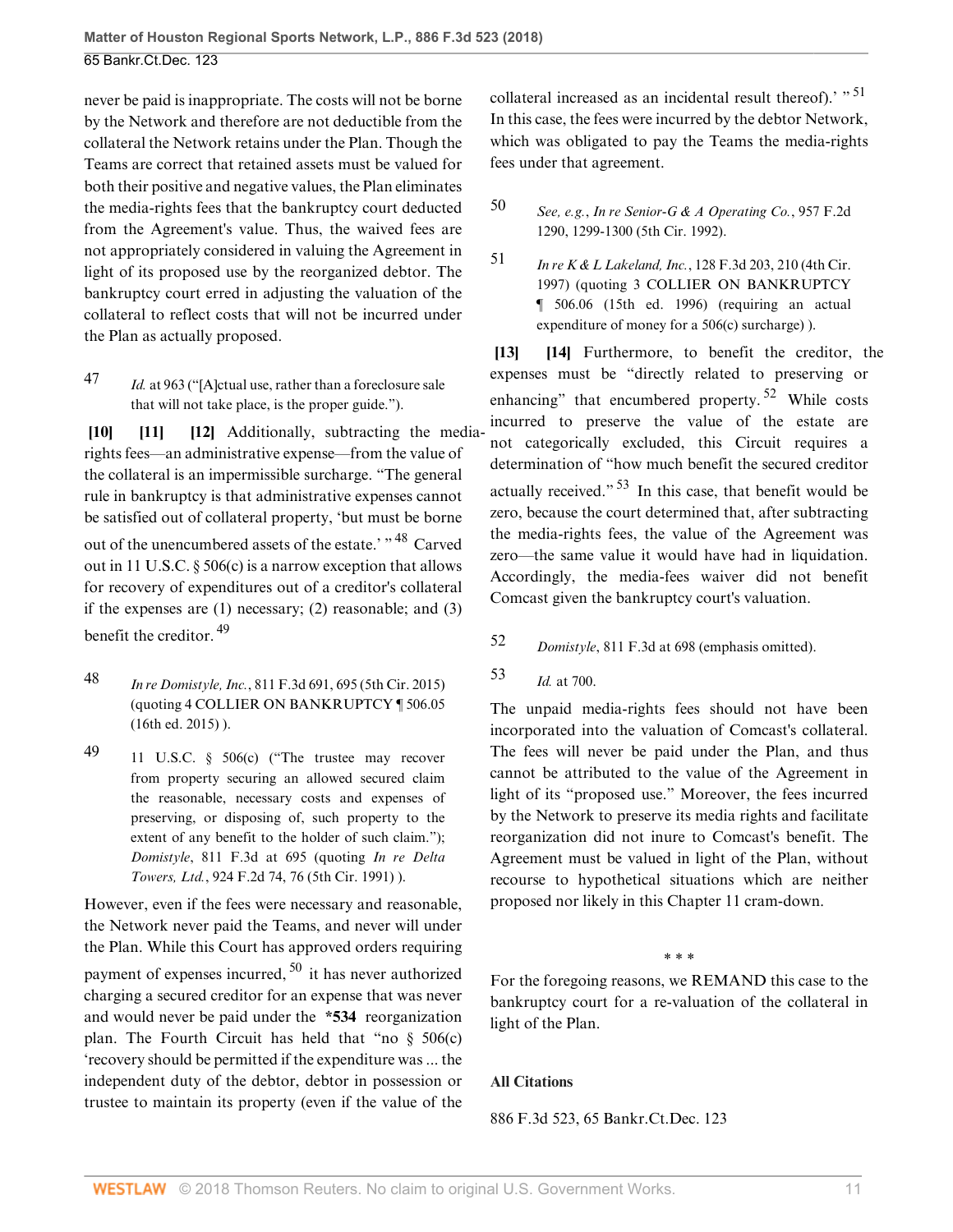never be paid is inappropriate. The costs will not be borne by the Network and therefore are not deductible from the collateral the Network retains under the Plan. Though the Teams are correct that retained assets must be valued for both their positive and negative values, the Plan eliminates the media-rights fees that the bankruptcy court deducted from the Agreement's value. Thus, the waived fees are not appropriately considered in valuing the Agreement in light of its proposed use by the reorganized debtor. The bankruptcy court erred in adjusting the valuation of the collateral to reflect costs that will not be incurred under the Plan as actually proposed.

47 *Id.* at 963 ("[A]ctual use, rather than a foreclosure sale that will not take place, is the proper guide.").

**[10]** **[11]** **[12]** Additionally, subtracting the media-rights fees—an administrative expense—from the value of the collateral is an impermissible surcharge. "The general rule in bankruptcy is that administrative expenses cannot be satisfied out of collateral property, 'but must be borne out of the unencumbered assets of the estate.' "[48] Carved out in 11 U.S.C. § 506(c) is a narrow exception that allows for recovery of expenditures out of a creditor's collateral if the expenses are (1) necessary; (2) reasonable; and (3) benefit the creditor.[49]

48 *In re Domistyle, Inc.*, 811 F.3d 691, 695 (5th Cir. 2015) (quoting 4 COLLIER ON BANKRUPTCY ¶ 506.05 (16th ed. 2015) ).

49 11 U.S.C. § 506(c) ("The trustee may recover from property securing an allowed secured claim the reasonable, necessary costs and expenses of preserving, or disposing of, such property to the extent of any benefit to the holder of such claim."); *Domistyle*, 811 F.3d at 695 (quoting *In re Delta Towers, Ltd.*, 924 F.2d 74, 76 (5th Cir. 1991) ).

However, even if the fees were necessary and reasonable, the Network never paid the Teams, and never will under the Plan. While this Court has approved orders requiring payment of expenses incurred,[50] it has never authorized charging a secured creditor for an expense that was never and would never be paid under the **\*534** reorganization plan. The Fourth Circuit has held that "no § 506(c) 'recovery should be permitted if the expenditure was ... the independent duty of the debtor, debtor in possession or trustee to maintain its property (even if the value of the collateral increased as an incidental result thereof).' "[51] In this case, the fees were incurred by the debtor Network, which was obligated to pay the Teams the media-rights fees under that agreement.

50 *See, e.g.*, *In re Senior-G & A Operating Co.*, 957 F.2d 1290, 1299-1300 (5th Cir. 1992).

51 *In re K & L Lakeland, Inc.*, 128 F.3d 203, 210 (4th Cir. 1997) (quoting 3 COLLIER ON BANKRUPTCY ¶ 506.06 (15th ed. 1996) (requiring an actual expenditure of money for a 506(c) surcharge) ).

**[13]** **[14]** Furthermore, to benefit the creditor, the expenses must be "directly related to preserving or enhancing" that encumbered property.[52] While costs incurred to preserve the value of the estate are not categorically excluded, this Circuit requires a determination of "how much benefit the secured creditor actually received."[53] In this case, that benefit would be zero, because the court determined that, after subtracting the media-rights fees, the value of the Agreement was zero—the same value it would have had in liquidation. Accordingly, the media-fees waiver did not benefit Comcast given the bankruptcy court's valuation.

52 *Domistyle*, 811 F.3d at 698 (emphasis omitted).

53 *Id.* at 700.

The unpaid media-rights fees should not have been incorporated into the valuation of Comcast's collateral. The fees will never be paid under the Plan, and thus cannot be attributed to the value of the Agreement in light of its "proposed use." Moreover, the fees incurred by the Network to preserve its media rights and facilitate reorganization did not inure to Comcast's benefit. The Agreement must be valued in light of the Plan, without recourse to hypothetical situations which are neither proposed nor likely in this Chapter 11 cram-down.

\* \* \*

For the foregoing reasons, we REMAND this case to the bankruptcy court for a re-valuation of the collateral in light of the Plan.

### All Citations

886 F.3d 523, 65 Bankr.Ct.Dec. 123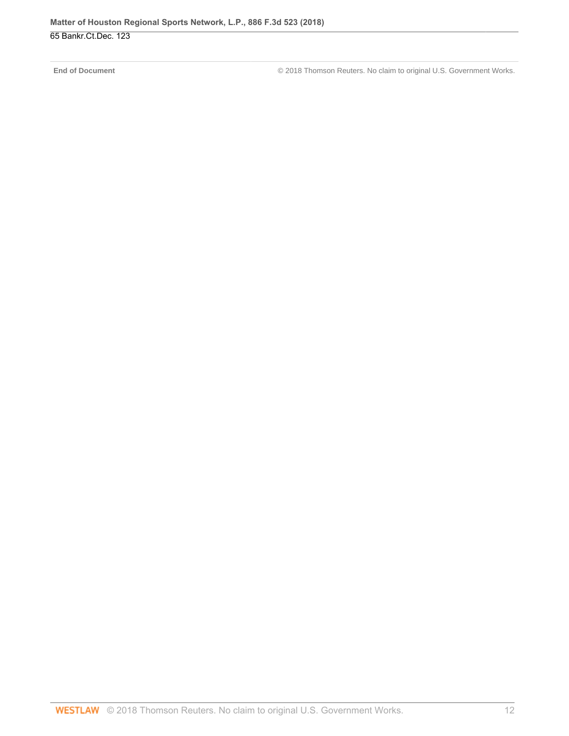**End of Document** © 2018 Thomson Reuters. No claim to original U.S. Government Works.